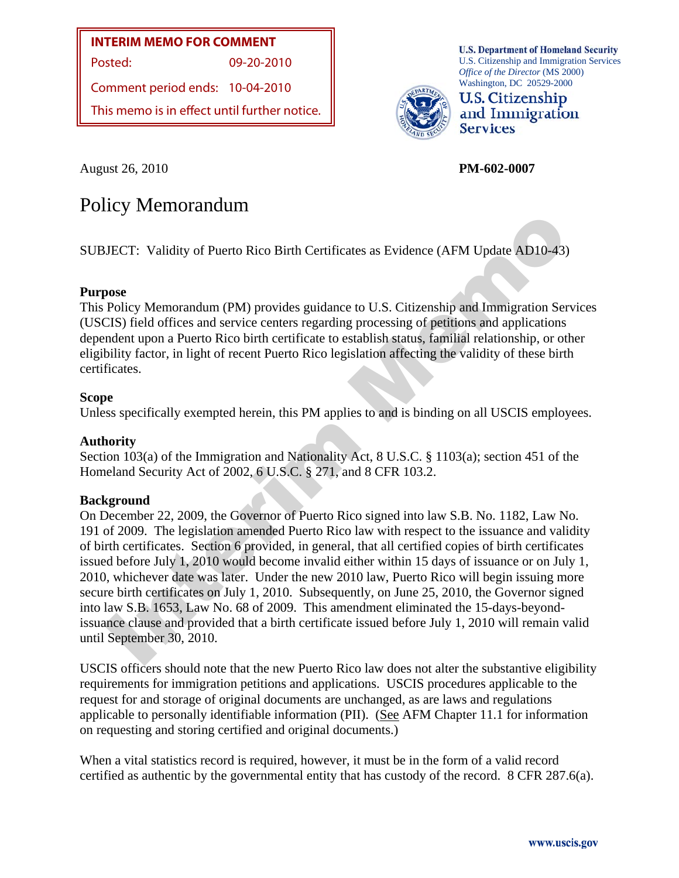**INTERIM MEMO FOR COMMENT**

Posted: 09-20-2010

Comment period ends: 10-04-2010

This memo is in effect until further notice.

**U.S. Department of Homeland Security**
U.S. Citizenship and Immigration Services
*Office of the Director* (MS 2000)
Washington, DC 20529-2000

**U.S. Citizenship and Immigration Services**

August 26, 2010

**PM-602-0007**

# Policy Memorandum

SUBJECT: Validity of Puerto Rico Birth Certificates as Evidence (AFM Update AD10-43)

## Purpose

This Policy Memorandum (PM) provides guidance to U.S. Citizenship and Immigration Services (USCIS) field offices and service centers regarding processing of petitions and applications dependent upon a Puerto Rico birth certificate to establish status, familial relationship, or other eligibility factor, in light of recent Puerto Rico legislation affecting the validity of these birth certificates.

## Scope

Unless specifically exempted herein, this PM applies to and is binding on all USCIS employees.

## Authority

Section 103(a) of the Immigration and Nationality Act, 8 U.S.C. § 1103(a); section 451 of the Homeland Security Act of 2002, 6 U.S.C. § 271, and 8 CFR 103.2.

## Background

On December 22, 2009, the Governor of Puerto Rico signed into law S.B. No. 1182, Law No. 191 of 2009. The legislation amended Puerto Rico law with respect to the issuance and validity of birth certificates. Section 6 provided, in general, that all certified copies of birth certificates issued before July 1, 2010 would become invalid either within 15 days of issuance or on July 1, 2010, whichever date was later. Under the new 2010 law, Puerto Rico will begin issuing more secure birth certificates on July 1, 2010. Subsequently, on June 25, 2010, the Governor signed into law S.B. 1653, Law No. 68 of 2009. This amendment eliminated the 15-days-beyond-issuance clause and provided that a birth certificate issued before July 1, 2010 will remain valid until September 30, 2010.

USCIS officers should note that the new Puerto Rico law does not alter the substantive eligibility requirements for immigration petitions and applications. USCIS procedures applicable to the request for and storage of original documents are unchanged, as are laws and regulations applicable to personally identifiable information (PII). (See AFM Chapter 11.1 for information on requesting and storing certified and original documents.)

When a vital statistics record is required, however, it must be in the form of a valid record certified as authentic by the governmental entity that has custody of the record. 8 CFR 287.6(a).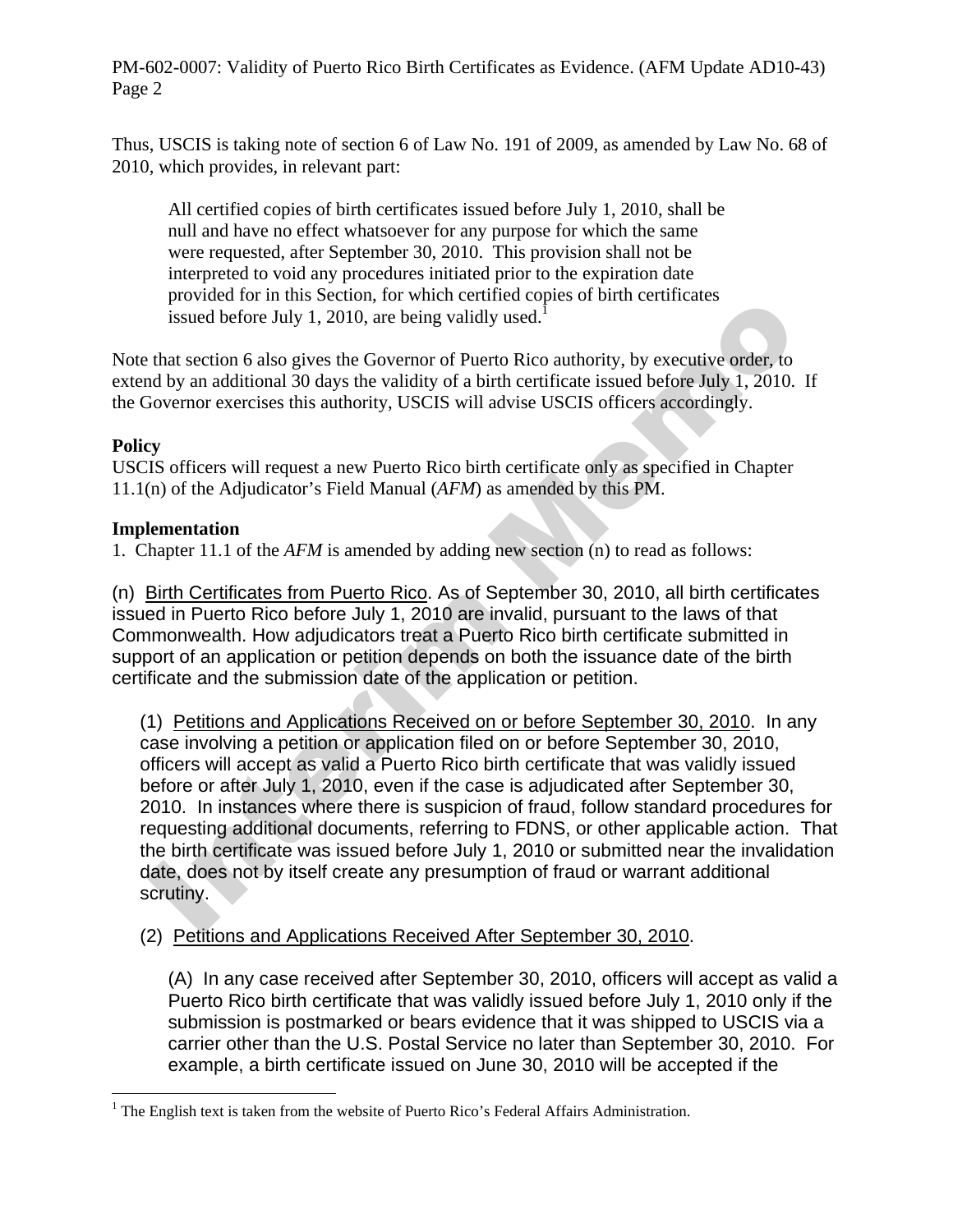Thus, USCIS is taking note of section 6 of Law No. 191 of 2009, as amended by Law No. 68 of 2010, which provides, in relevant part:

> All certified copies of birth certificates issued before July 1, 2010, shall be null and have no effect whatsoever for any purpose for which the same were requested, after September 30, 2010. This provision shall not be interpreted to void any procedures initiated prior to the expiration date provided for in this Section, for which certified copies of birth certificates issued before July 1, 2010, are being validly used.[1]

Note that section 6 also gives the Governor of Puerto Rico authority, by executive order, to extend by an additional 30 days the validity of a birth certificate issued before July 1, 2010. If the Governor exercises this authority, USCIS will advise USCIS officers accordingly.

**Policy**

USCIS officers will request a new Puerto Rico birth certificate only as specified in Chapter 11.1(n) of the Adjudicator's Field Manual (*AFM*) as amended by this PM.

**Implementation**

1. Chapter 11.1 of the *AFM* is amended by adding new section (n) to read as follows:

(n) Birth Certificates from Puerto Rico. As of September 30, 2010, all birth certificates issued in Puerto Rico before July 1, 2010 are invalid, pursuant to the laws of that Commonwealth. How adjudicators treat a Puerto Rico birth certificate submitted in support of an application or petition depends on both the issuance date of the birth certificate and the submission date of the application or petition.

(1) Petitions and Applications Received on or before September 30, 2010. In any case involving a petition or application filed on or before September 30, 2010, officers will accept as valid a Puerto Rico birth certificate that was validly issued before or after July 1, 2010, even if the case is adjudicated after September 30, 2010. In instances where there is suspicion of fraud, follow standard procedures for requesting additional documents, referring to FDNS, or other applicable action. That the birth certificate was issued before July 1, 2010 or submitted near the invalidation date, does not by itself create any presumption of fraud or warrant additional scrutiny.

(2) Petitions and Applications Received After September 30, 2010.

(A) In any case received after September 30, 2010, officers will accept as valid a Puerto Rico birth certificate that was validly issued before July 1, 2010 only if the submission is postmarked or bears evidence that it was shipped to USCIS via a carrier other than the U.S. Postal Service no later than September 30, 2010. For example, a birth certificate issued on June 30, 2010 will be accepted if the

[1] The English text is taken from the website of Puerto Rico's Federal Affairs Administration.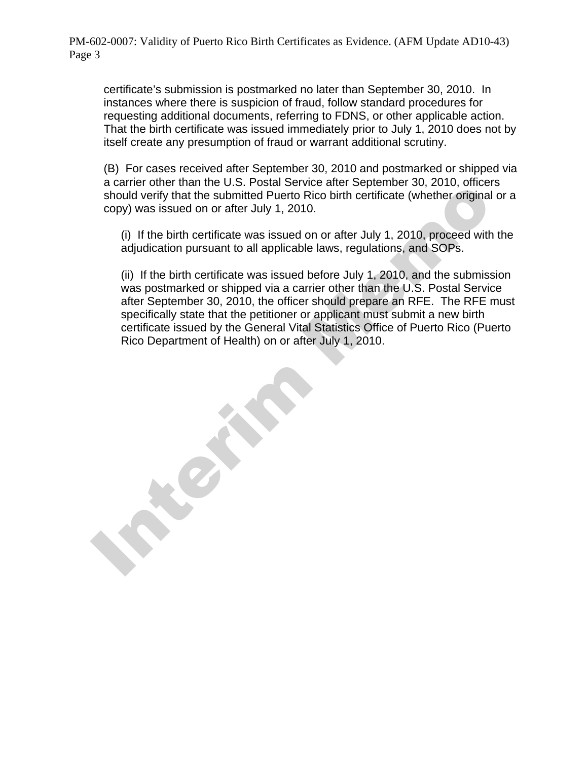certificate's submission is postmarked no later than September 30, 2010. In instances where there is suspicion of fraud, follow standard procedures for requesting additional documents, referring to FDNS, or other applicable action. That the birth certificate was issued immediately prior to July 1, 2010 does not by itself create any presumption of fraud or warrant additional scrutiny.

(B) For cases received after September 30, 2010 and postmarked or shipped via a carrier other than the U.S. Postal Service after September 30, 2010, officers should verify that the submitted Puerto Rico birth certificate (whether original or a copy) was issued on or after July 1, 2010.

(i) If the birth certificate was issued on or after July 1, 2010, proceed with the adjudication pursuant to all applicable laws, regulations, and SOPs.

(ii) If the birth certificate was issued before July 1, 2010, and the submission was postmarked or shipped via a carrier other than the U.S. Postal Service after September 30, 2010, the officer should prepare an RFE. The RFE must specifically state that the petitioner or applicant must submit a new birth certificate issued by the General Vital Statistics Office of Puerto Rico (Puerto Rico Department of Health) on or after July 1, 2010.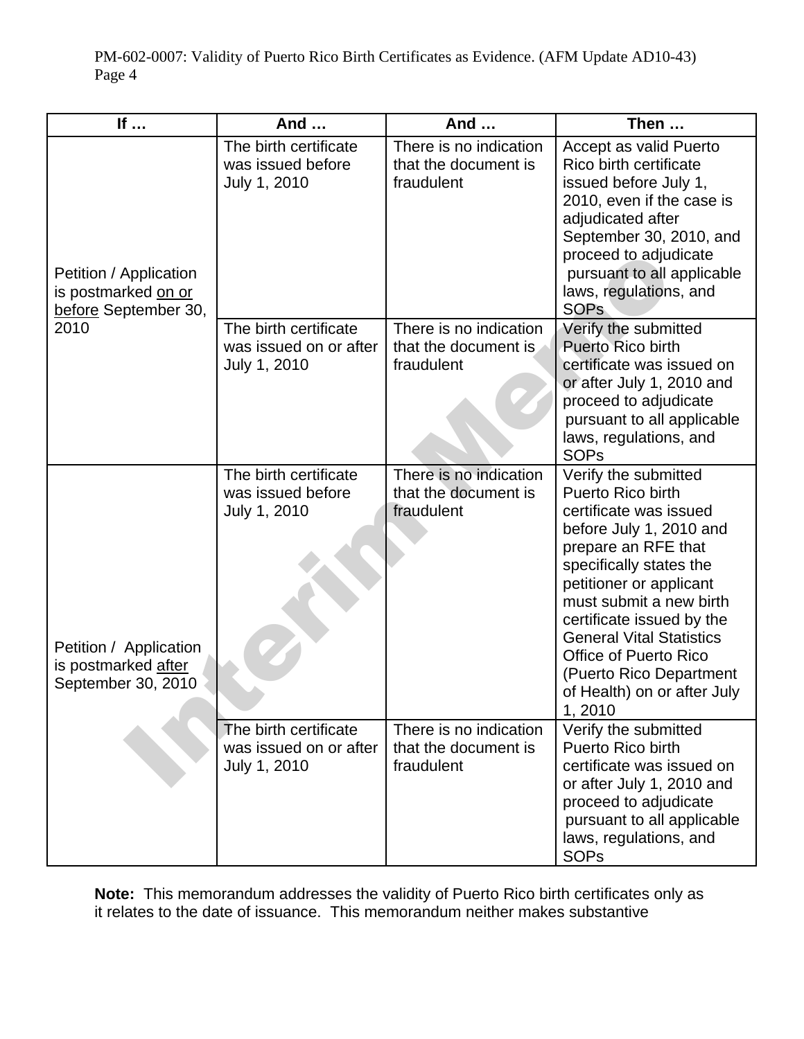| If … | And … | And … | Then … |
|---|---|---|---|
| Petition / Application is postmarked on or before September 30, 2010 | The birth certificate was issued before July 1, 2010 | There is no indication that the document is fraudulent | Accept as valid Puerto Rico birth certificate issued before July 1, 2010, even if the case is adjudicated after September 30, 2010, and proceed to adjudicate pursuant to all applicable laws, regulations, and SOPs |
| | The birth certificate was issued on or after July 1, 2010 | There is no indication that the document is fraudulent | Verify the submitted Puerto Rico birth certificate was issued on or after July 1, 2010 and proceed to adjudicate pursuant to all applicable laws, regulations, and SOPs |
| Petition / Application is postmarked after September 30, 2010 | The birth certificate was issued before July 1, 2010 | There is no indication that the document is fraudulent | Verify the submitted Puerto Rico birth certificate was issued before July 1, 2010 and prepare an RFE that specifically states the petitioner or applicant must submit a new birth certificate issued by the General Vital Statistics Office of Puerto Rico (Puerto Rico Department of Health) on or after July 1, 2010 |
| | The birth certificate was issued on or after July 1, 2010 | There is no indication that the document is fraudulent | Verify the submitted Puerto Rico birth certificate was issued on or after July 1, 2010 and proceed to adjudicate pursuant to all applicable laws, regulations, and SOPs |

**Note:** This memorandum addresses the validity of Puerto Rico birth certificates only as it relates to the date of issuance. This memorandum neither makes substantive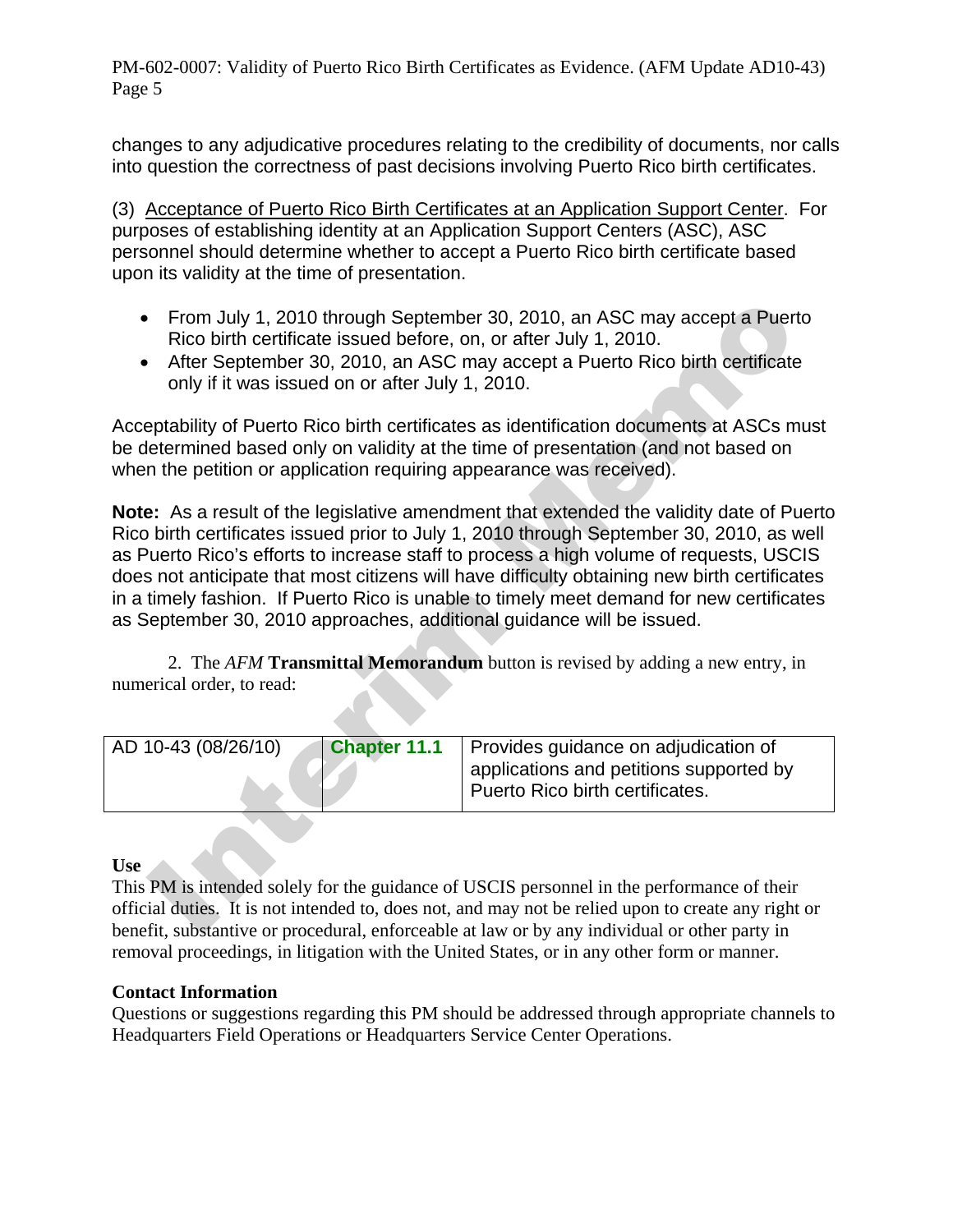changes to any adjudicative procedures relating to the credibility of documents, nor calls into question the correctness of past decisions involving Puerto Rico birth certificates.

(3) Acceptance of Puerto Rico Birth Certificates at an Application Support Center. For purposes of establishing identity at an Application Support Centers (ASC), ASC personnel should determine whether to accept a Puerto Rico birth certificate based upon its validity at the time of presentation.

- From July 1, 2010 through September 30, 2010, an ASC may accept a Puerto Rico birth certificate issued before, on, or after July 1, 2010.
- After September 30, 2010, an ASC may accept a Puerto Rico birth certificate only if it was issued on or after July 1, 2010.

Acceptability of Puerto Rico birth certificates as identification documents at ASCs must be determined based only on validity at the time of presentation (and not based on when the petition or application requiring appearance was received).

**Note:** As a result of the legislative amendment that extended the validity date of Puerto Rico birth certificates issued prior to July 1, 2010 through September 30, 2010, as well as Puerto Rico's efforts to increase staff to process a high volume of requests, USCIS does not anticipate that most citizens will have difficulty obtaining new birth certificates in a timely fashion. If Puerto Rico is unable to timely meet demand for new certificates as September 30, 2010 approaches, additional guidance will be issued.

2. The *AFM* **Transmittal Memorandum** button is revised by adding a new entry, in numerical order, to read:

| | | |
|---|---|---|
| AD 10-43 (08/26/10) | **Chapter 11.1** | Provides guidance on adjudication of applications and petitions supported by Puerto Rico birth certificates. |

**Use**

This PM is intended solely for the guidance of USCIS personnel in the performance of their official duties. It is not intended to, does not, and may not be relied upon to create any right or benefit, substantive or procedural, enforceable at law or by any individual or other party in removal proceedings, in litigation with the United States, or in any other form or manner.

**Contact Information**

Questions or suggestions regarding this PM should be addressed through appropriate channels to Headquarters Field Operations or Headquarters Service Center Operations.